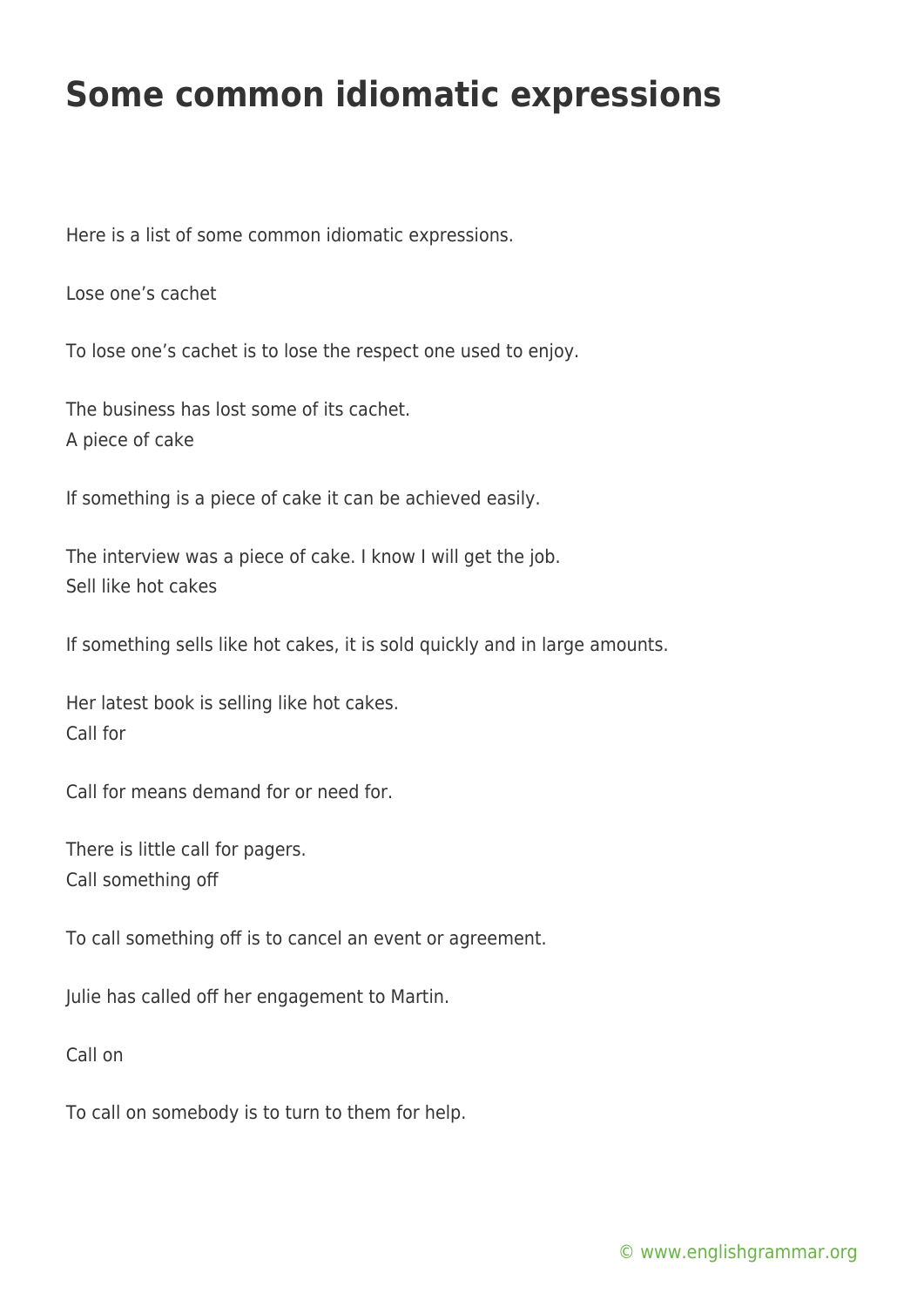# Some common idiomatic expressions

Here is a list of some common idiomatic expressions.

Lose one's cachet

To lose one's cachet is to lose the respect one used to enjoy.

The business has lost some of its cachet.
A piece of cake

If something is a piece of cake it can be achieved easily.

The interview was a piece of cake. I know I will get the job.
Sell like hot cakes

If something sells like hot cakes, it is sold quickly and in large amounts.

Her latest book is selling like hot cakes.
Call for

Call for means demand for or need for.

There is little call for pagers.
Call something off

To call something off is to cancel an event or agreement.

Julie has called off her engagement to Martin.

Call on

To call on somebody is to turn to them for help.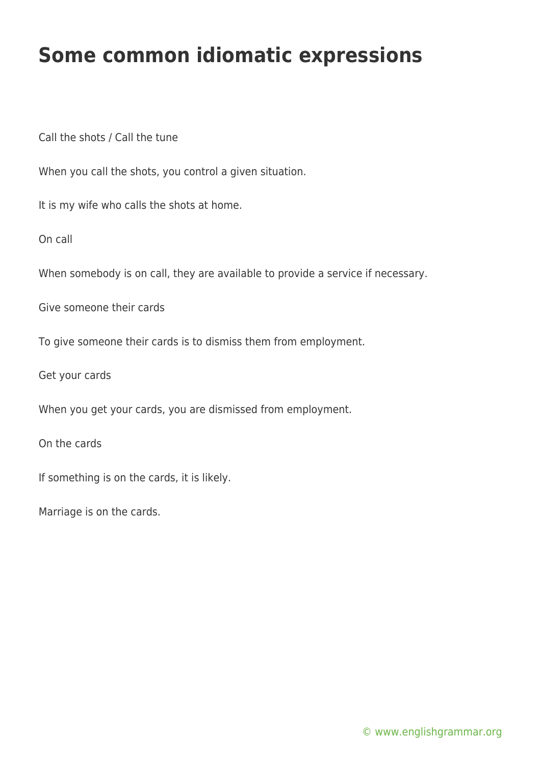# Some common idiomatic expressions

Call the shots / Call the tune

When you call the shots, you control a given situation.

It is my wife who calls the shots at home.

On call

When somebody is on call, they are available to provide a service if necessary.

Give someone their cards

To give someone their cards is to dismiss them from employment.

Get your cards

When you get your cards, you are dismissed from employment.

On the cards

If something is on the cards, it is likely.

Marriage is on the cards.